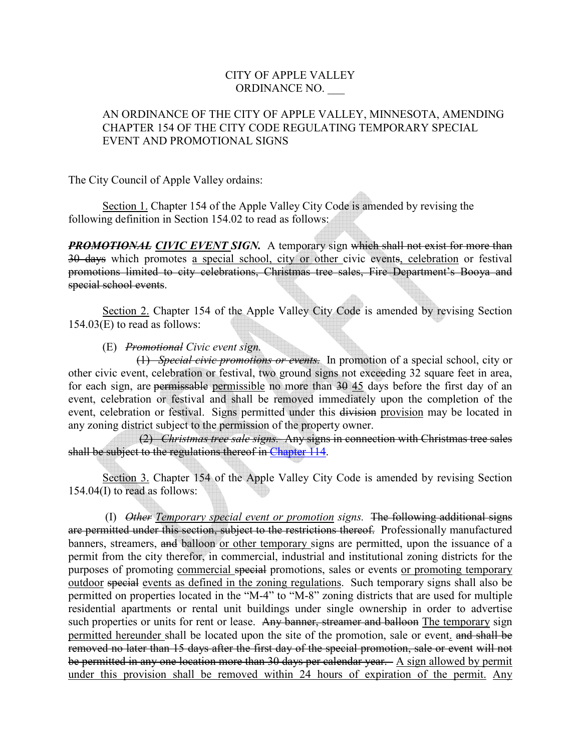CITY OF APPLE VALLEY
ORDINANCE NO. ___

AN ORDINANCE OF THE CITY OF APPLE VALLEY, MINNESOTA, AMENDING CHAPTER 154 OF THE CITY CODE REGULATING TEMPORARY SPECIAL EVENT AND PROMOTIONAL SIGNS

The City Council of Apple Valley ordains:

<u>Section 1.</u> Chapter 154 of the Apple Valley City Code is amended by revising the following definition in Section 154.02 to read as follows:

***~~PROMOTIONAL~~*** ***<u>CIVIC EVENT</u> SIGN.*** A temporary sign ~~which shall not exist for more than 30 days~~ which promotes <u>a special school, city or other</u> civic event~~s~~<u>, celebration</u> or festival ~~promotions limited to city celebrations, Christmas tree sales, Fire Department's Booya and special school events~~.

<u>Section 2.</u> Chapter 154 of the Apple Valley City Code is amended by revising Section 154.03(E) to read as follows:

(E) *~~Promotional~~ Civic event sign.*

~~(1) *Special civic promotions or events.*~~ In promotion of a special school, city or other civic event, celebration or festival, two ground signs not exceeding 32 square feet in area, for each sign, are ~~permissable~~ <u>permissible</u> no more than ~~30~~ <u>45</u> days before the first day of an event, celebration or festival and shall be removed immediately upon the completion of the event, celebration or festival. Signs permitted under this ~~division~~ <u>provision</u> may be located in any zoning district subject to the permission of the property owner.

~~(2) *Christmas tree sale signs.* Any signs in connection with Christmas tree sales shall be subject to the regulations thereof in Chapter 114.~~

<u>Section 3.</u> Chapter 154 of the Apple Valley City Code is amended by revising Section 154.04(I) to read as follows:

(I) *~~Other~~ <u>Temporary special event or promotion</u> signs.* ~~The following additional signs are permitted under this section, subject to the restrictions thereof.~~ Professionally manufactured banners, streamers, ~~and~~ balloon <u>or other temporary</u> signs are permitted, upon the issuance of a permit from the city therefor, in commercial, industrial and institutional zoning districts for the purposes of promoting <u>commercial</u> ~~special~~ promotions, sales or events <u>or promoting temporary outdoor</u> ~~special~~ <u>events as defined in the zoning regulations</u>. Such temporary signs shall also be permitted on properties located in the "M-4" to "M-8" zoning districts that are used for multiple residential apartments or rental unit buildings under single ownership in order to advertise such properties or units for rent or lease. ~~Any banner, streamer and balloon~~ <u>The temporary</u> sign <u>permitted hereunder</u> shall be located upon the site of the promotion, sale or event<u>.</u> ~~and shall be removed no later than 15 days after the first day of the special promotion, sale or event will not be permitted in any one location more than 30 days per calendar year.~~ <u>A sign allowed by permit under this provision shall be removed within 24 hours of expiration of the permit.</u> <u>Any</u>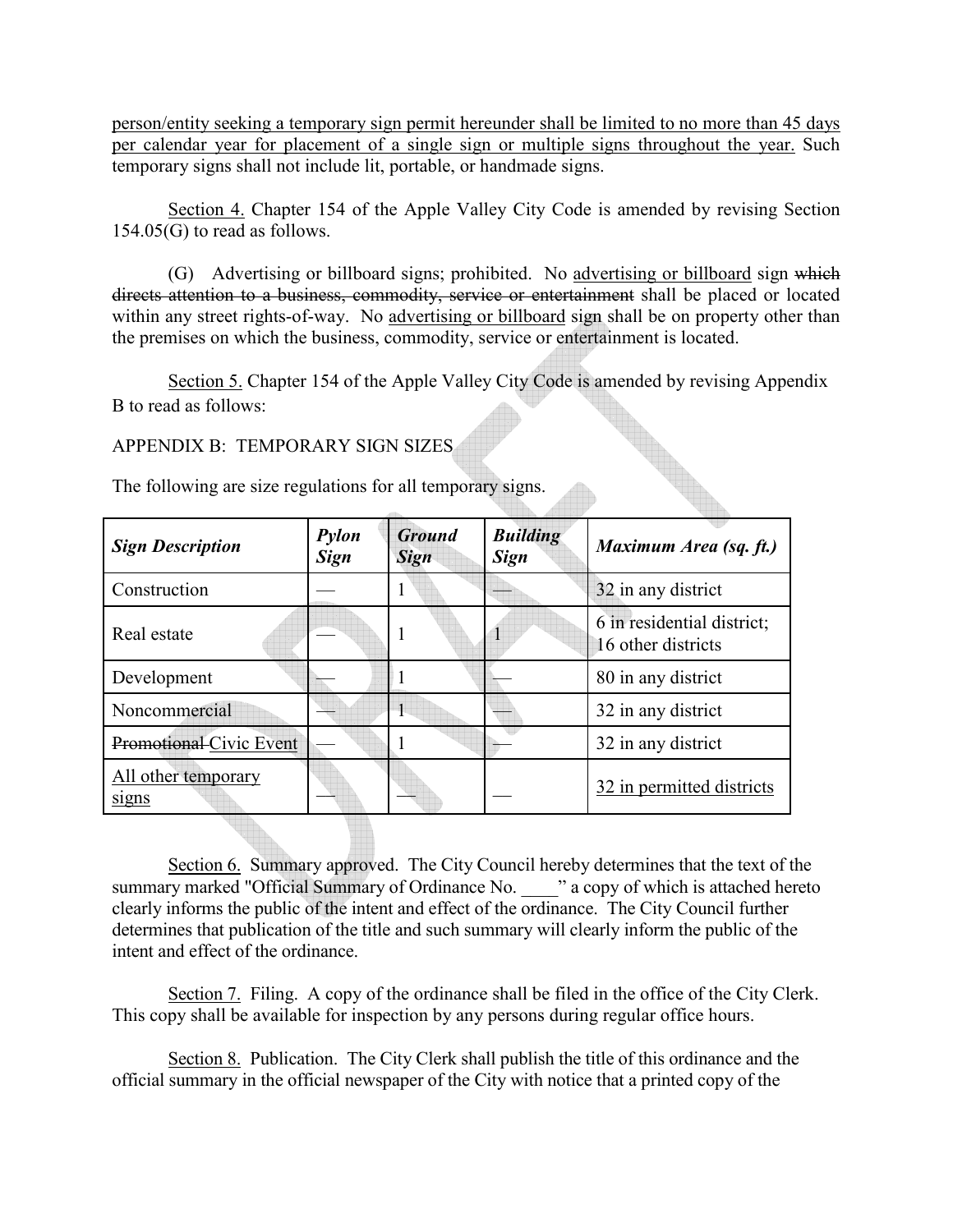person/entity seeking a temporary sign permit hereunder shall be limited to no more than 45 days per calendar year for placement of a single sign or multiple signs throughout the year. Such temporary signs shall not include lit, portable, or handmade signs.

Section 4. Chapter 154 of the Apple Valley City Code is amended by revising Section 154.05(G) to read as follows.

(G) Advertising or billboard signs; prohibited. No advertising or billboard sign ~~which directs attention to a business, commodity, service or entertainment~~ shall be placed or located within any street rights-of-way. No advertising or billboard sign shall be on property other than the premises on which the business, commodity, service or entertainment is located.

Section 5. Chapter 154 of the Apple Valley City Code is amended by revising Appendix B to read as follows:

APPENDIX B: TEMPORARY SIGN SIZES

The following are size regulations for all temporary signs.

| ***Sign Description*** | ***Pylon Sign*** | ***Ground Sign*** | ***Building Sign*** | ***Maximum Area (sq. ft.)*** |
|---|---|---|---|---|
| Construction | — | 1 | — | 32 in any district |
| Real estate | — | 1 | 1 | 6 in residential district; 16 other districts |
| Development | — | 1 | — | 80 in any district |
| Noncommercial | — | 1 | — | 32 in any district |
| ~~Promotional~~ Civic Event | — | 1 | — | 32 in any district |
| All other temporary signs | — | — | — | 32 in permitted districts |

Section 6. Summary approved. The City Council hereby determines that the text of the summary marked "Official Summary of Ordinance No. ____" a copy of which is attached hereto clearly informs the public of the intent and effect of the ordinance. The City Council further determines that publication of the title and such summary will clearly inform the public of the intent and effect of the ordinance.

Section 7. Filing. A copy of the ordinance shall be filed in the office of the City Clerk. This copy shall be available for inspection by any persons during regular office hours.

Section 8. Publication. The City Clerk shall publish the title of this ordinance and the official summary in the official newspaper of the City with notice that a printed copy of the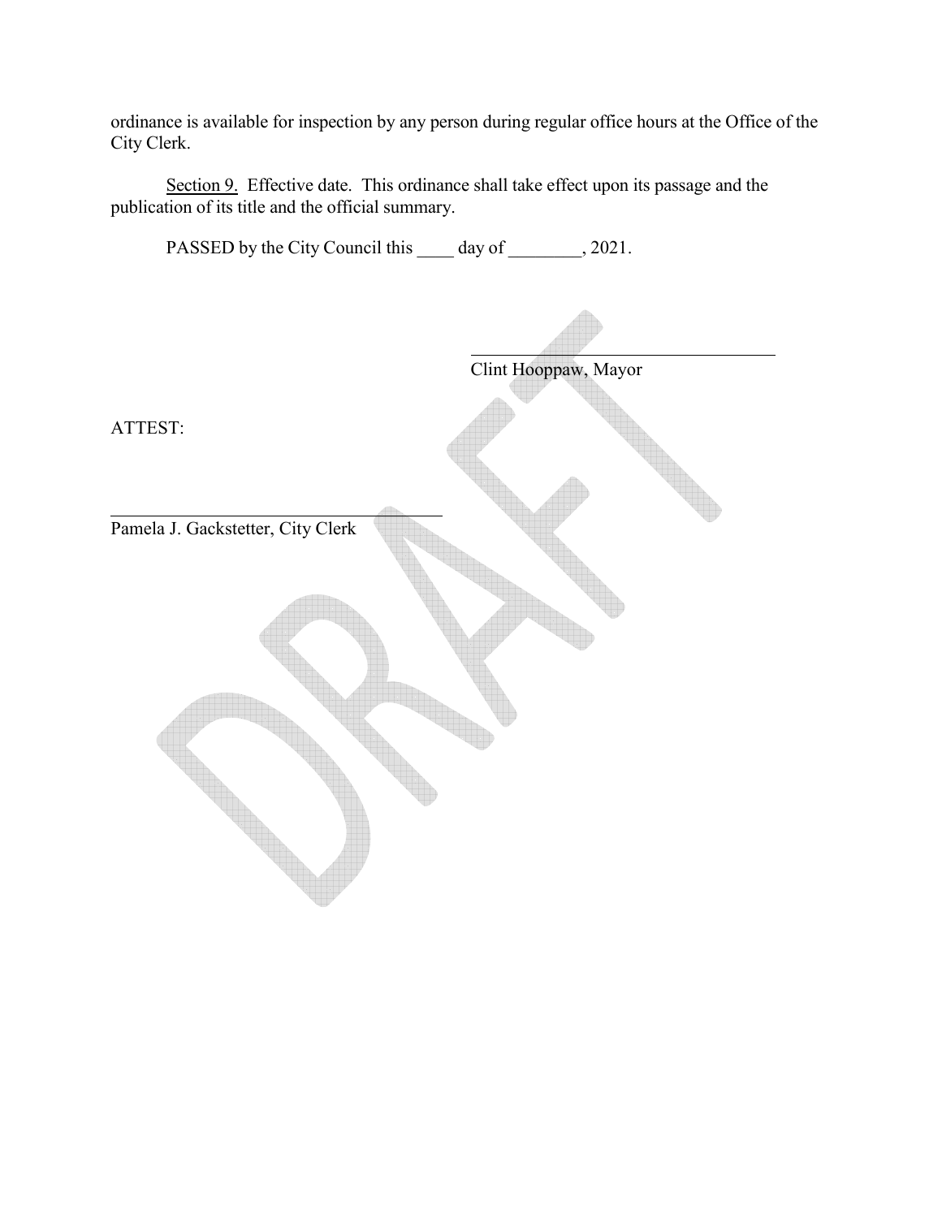ordinance is available for inspection by any person during regular office hours at the Office of the City Clerk.

Section 9. Effective date. This ordinance shall take effect upon its passage and the publication of its title and the official summary.

PASSED by the City Council this ____ day of ________, 2021.

_________________________________
Clint Hooppaw, Mayor

ATTEST:

_________________________________
Pamela J. Gackstetter, City Clerk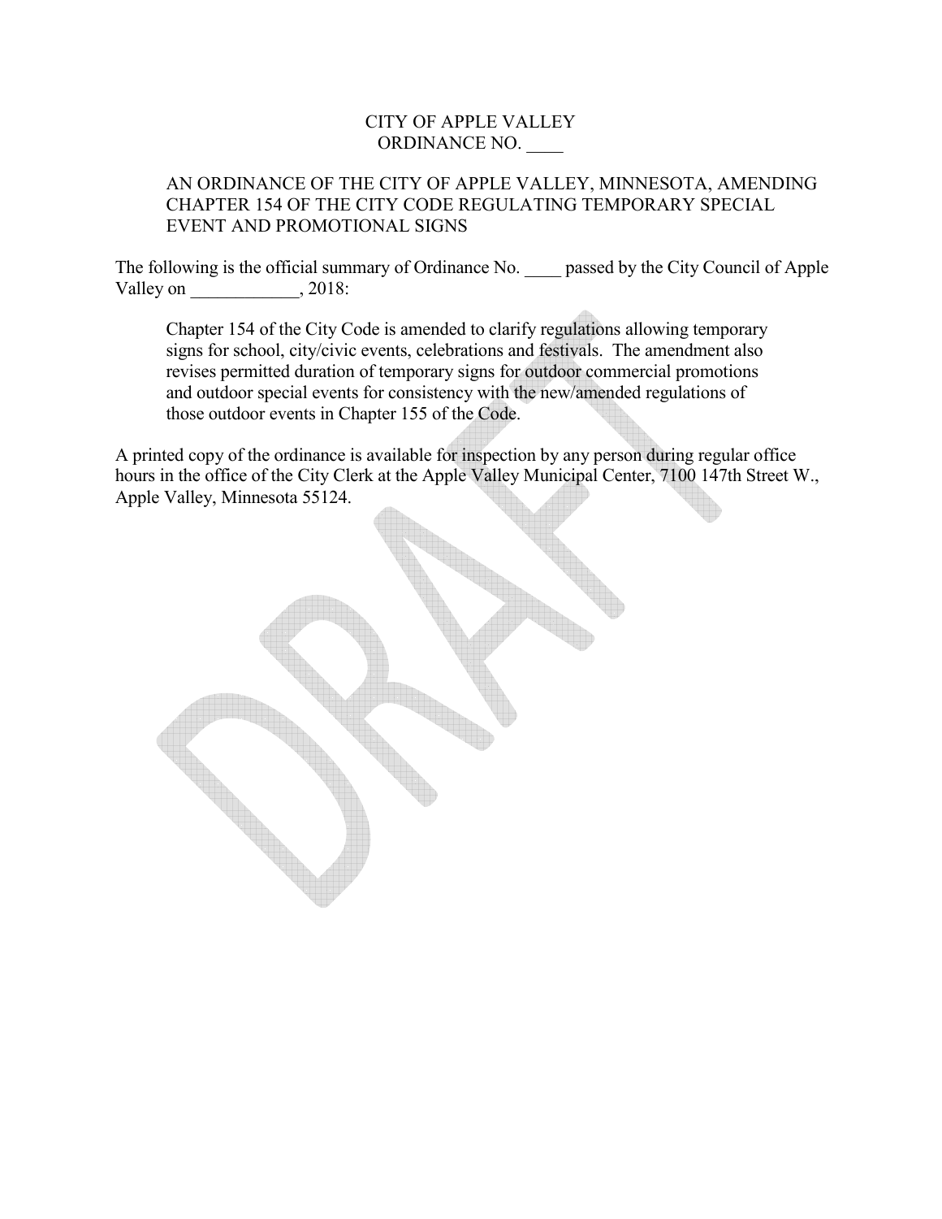CITY OF APPLE VALLEY
ORDINANCE NO. ____

AN ORDINANCE OF THE CITY OF APPLE VALLEY, MINNESOTA, AMENDING CHAPTER 154 OF THE CITY CODE REGULATING TEMPORARY SPECIAL EVENT AND PROMOTIONAL SIGNS

The following is the official summary of Ordinance No. ____ passed by the City Council of Apple Valley on ____________, 2018:

> Chapter 154 of the City Code is amended to clarify regulations allowing temporary signs for school, city/civic events, celebrations and festivals. The amendment also revises permitted duration of temporary signs for outdoor commercial promotions and outdoor special events for consistency with the new/amended regulations of those outdoor events in Chapter 155 of the Code.

A printed copy of the ordinance is available for inspection by any person during regular office hours in the office of the City Clerk at the Apple Valley Municipal Center, 7100 147th Street W., Apple Valley, Minnesota 55124.